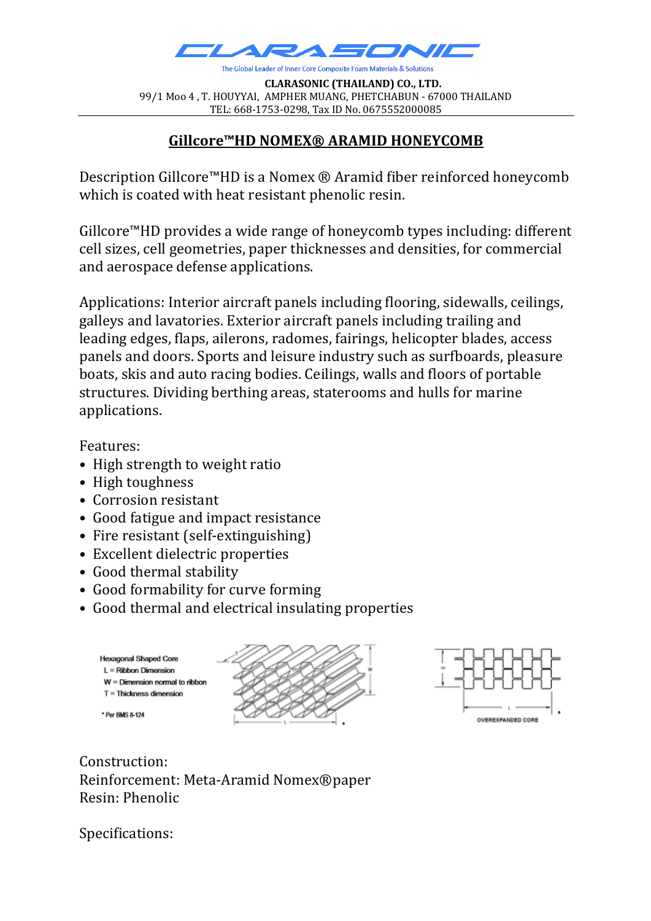CLARASONIC

The Global Leader of Inner Core Composite Foam Materials & Solutions

**CLARASONIC (THAILAND) CO., LTD.**
99/1 Moo 4 , T. HOUYYAI, AMPHER MUANG, PHETCHABUN - 67000 THAILAND
TEL: 668-1753-0298, Tax ID No. 0675552000085

# Gillcore™HD NOMEX® ARAMID HONEYCOMB

Description Gillcore™HD is a Nomex ® Aramid fiber reinforced honeycomb which is coated with heat resistant phenolic resin.

Gillcore™HD provides a wide range of honeycomb types including: different cell sizes, cell geometries, paper thicknesses and densities, for commercial and aerospace defense applications.

Applications: Interior aircraft panels including flooring, sidewalls, ceilings, galleys and lavatories. Exterior aircraft panels including trailing and leading edges, flaps, ailerons, radomes, fairings, helicopter blades, access panels and doors. Sports and leisure industry such as surfboards, pleasure boats, skis and auto racing bodies. Ceilings, walls and floors of portable structures. Dividing berthing areas, staterooms and hulls for marine applications.

Features:

- High strength to weight ratio
- High toughness
- Corrosion resistant
- Good fatigue and impact resistance
- Fire resistant (self-extinguishing)
- Excellent dielectric properties
- Good thermal stability
- Good formability for curve forming
- Good thermal and electrical insulating properties

Hexagonal Shaped Core
L = Ribbon Dimension
W = Dimension normal to ribbon
T = Thickness dimension

\* Per BMS 8-124

OVEREXPANDED CORE

Construction:
Reinforcement: Meta-Aramid Nomex®paper
Resin: Phenolic

Specifications: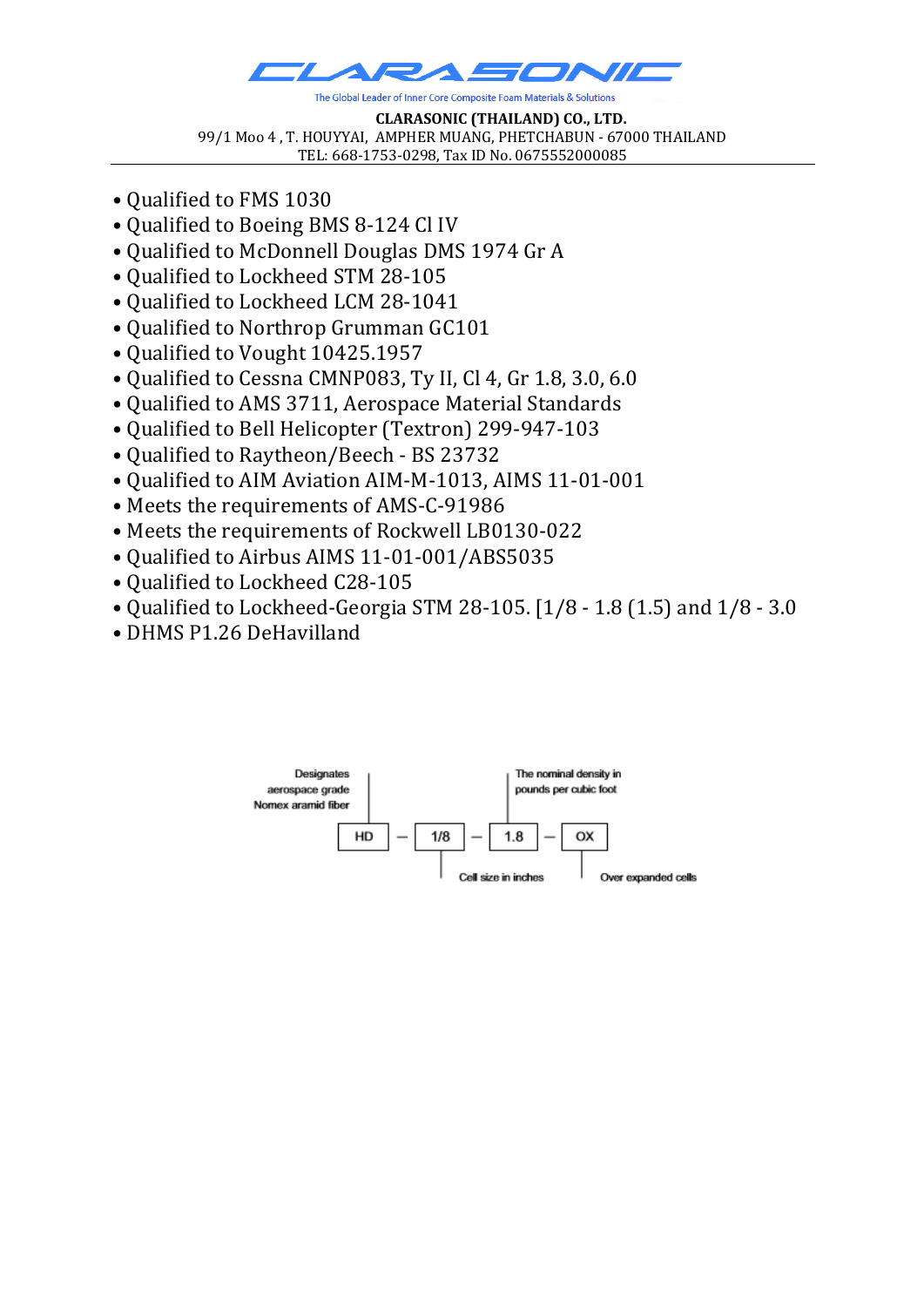**CLARASONIC (THAILAND) CO., LTD.**
99/1 Moo 4 , T. HOUYYAI, AMPHER MUANG, PHETCHABUN - 67000 THAILAND
TEL: 668-1753-0298, Tax ID No. 0675552000085

- Qualified to FMS 1030
- Qualified to Boeing BMS 8-124 Cl IV
- Qualified to McDonnell Douglas DMS 1974 Gr A
- Qualified to Lockheed STM 28-105
- Qualified to Lockheed LCM 28-1041
- Qualified to Northrop Grumman GC101
- Qualified to Vought 10425.1957
- Qualified to Cessna CMNP083, Ty II, Cl 4, Gr 1.8, 3.0, 6.0
- Qualified to AMS 3711, Aerospace Material Standards
- Qualified to Bell Helicopter (Textron) 299-947-103
- Qualified to Raytheon/Beech - BS 23732
- Qualified to AIM Aviation AIM-M-1013, AIMS 11-01-001
- Meets the requirements of AMS-C-91986
- Meets the requirements of Rockwell LB0130-022
- Qualified to Airbus AIMS 11-01-001/ABS5035
- Qualified to Lockheed C28-105
- Qualified to Lockheed-Georgia STM 28-105. [1/8 - 1.8 (1.5) and 1/8 - 3.0
- DHMS P1.26 DeHavilland

HD – 1/8 – 1.8 – OX

- HD: Designates aerospace grade Nomex aramid fiber
- 1/8: Cell size in inches
- 1.8: The nominal density in pounds per cubic foot
- OX: Over expanded cells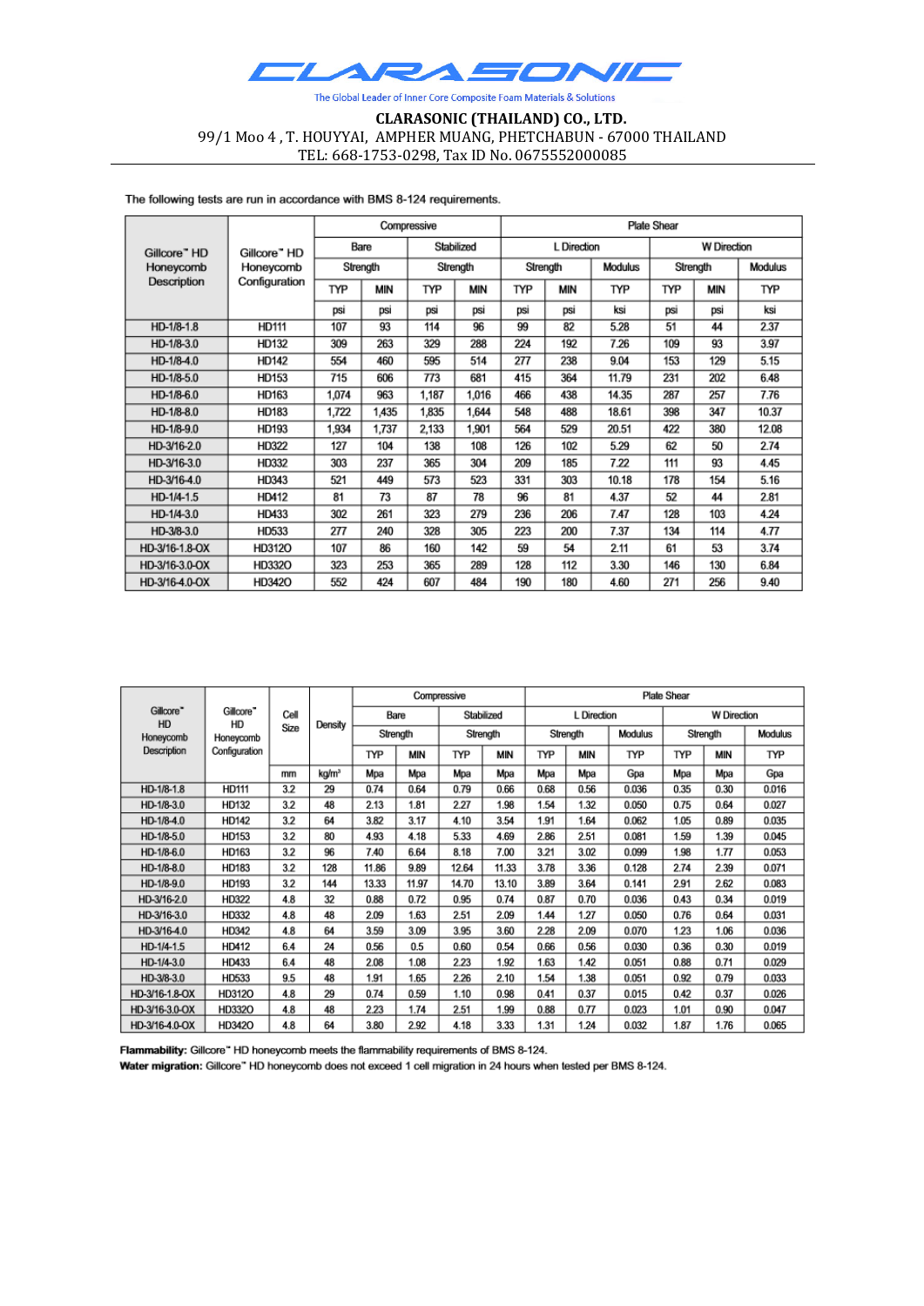# CLARASONIC

The Global Leader of Inner Core Composite Foam Materials & Solutions

**CLARASONIC (THAILAND) CO., LTD.**

99/1 Moo 4 , T. HOUYYAI, AMPHER MUANG, PHETCHABUN - 67000 THAILAND

TEL: 668-1753-0298, Tax ID No. 0675552000085

The following tests are run in accordance with BMS 8-124 requirements.

| Gillcore™ HD Honeycomb Description | Gillcore™ HD Honeycomb Configuration | Compressive | | | | Plate Shear | | | | | |
|---|---|---|---|---|---|---|---|---|---|---|---|
| | | Bare | | Stabilized | | L Direction | | | W Direction | | |
| | | Strength | | Strength | | Strength | | Modulus | Strength | | Modulus |
| | | TYP | MIN | TYP | MIN | TYP | MIN | TYP | TYP | MIN | TYP |
| | | psi | psi | psi | psi | psi | psi | ksi | psi | psi | ksi |
| HD-1/8-1.8 | HD111 | 107 | 93 | 114 | 96 | 99 | 82 | 5.28 | 51 | 44 | 2.37 |
| HD-1/8-3.0 | HD132 | 309 | 263 | 329 | 288 | 224 | 192 | 7.26 | 109 | 93 | 3.97 |
| HD-1/8-4.0 | HD142 | 554 | 460 | 595 | 514 | 277 | 238 | 9.04 | 153 | 129 | 5.15 |
| HD-1/8-5.0 | HD153 | 715 | 606 | 773 | 681 | 415 | 364 | 11.79 | 231 | 202 | 6.48 |
| HD-1/8-6.0 | HD163 | 1,074 | 963 | 1,187 | 1,016 | 466 | 438 | 14.35 | 287 | 257 | 7.76 |
| HD-1/8-8.0 | HD183 | 1,722 | 1,435 | 1,835 | 1,644 | 548 | 488 | 18.61 | 398 | 347 | 10.37 |
| HD-1/8-9.0 | HD193 | 1,934 | 1,737 | 2,133 | 1,901 | 564 | 529 | 20.51 | 422 | 380 | 12.08 |
| HD-3/16-2.0 | HD322 | 127 | 104 | 138 | 108 | 126 | 102 | 5.29 | 62 | 50 | 2.74 |
| HD-3/16-3.0 | HD332 | 303 | 237 | 365 | 304 | 209 | 185 | 7.22 | 111 | 93 | 4.45 |
| HD-3/16-4.0 | HD343 | 521 | 449 | 573 | 523 | 331 | 303 | 10.18 | 178 | 154 | 5.16 |
| HD-1/4-1.5 | HD412 | 81 | 73 | 87 | 78 | 96 | 81 | 4.37 | 52 | 44 | 2.81 |
| HD-1/4-3.0 | HD433 | 302 | 261 | 323 | 279 | 236 | 206 | 7.47 | 128 | 103 | 4.24 |
| HD-3/8-3.0 | HD533 | 277 | 240 | 328 | 305 | 223 | 200 | 7.37 | 134 | 114 | 4.77 |
| HD-3/16-1.8-OX | HD312O | 107 | 86 | 160 | 142 | 59 | 54 | 2.11 | 61 | 53 | 3.74 |
| HD-3/16-3.0-OX | HD332O | 323 | 253 | 365 | 289 | 128 | 112 | 3.30 | 146 | 130 | 6.84 |
| HD-3/16-4.0-OX | HD342O | 552 | 424 | 607 | 484 | 190 | 180 | 4.60 | 271 | 256 | 9.40 |

| Gillcore™ HD Honeycomb Description | Gillcore™ HD Honeycomb Configuration | Cell Size | Density | Compressive | | | | Plate Shear | | | | | |
|---|---|---|---|---|---|---|---|---|---|---|---|---|---|
| | | | | Bare | | Stabilized | | L Direction | | | W Direction | | |
| | | | | Strength | | Strength | | Strength | | Modulus | Strength | | Modulus |
| | | | | TYP | MIN | TYP | MIN | TYP | MIN | TYP | TYP | MIN | TYP |
| | | mm | kg/m³ | Mpa | Mpa | Mpa | Mpa | Mpa | Mpa | Gpa | Mpa | Mpa | Gpa |
| HD-1/8-1.8 | HD111 | 3.2 | 29 | 0.74 | 0.64 | 0.79 | 0.66 | 0.68 | 0.56 | 0.036 | 0.35 | 0.30 | 0.016 |
| HD-1/8-3.0 | HD132 | 3.2 | 48 | 2.13 | 1.81 | 2.27 | 1.98 | 1.54 | 1.32 | 0.050 | 0.75 | 0.64 | 0.027 |
| HD-1/8-4.0 | HD142 | 3.2 | 64 | 3.82 | 3.17 | 4.10 | 3.54 | 1.91 | 1.64 | 0.062 | 1.05 | 0.89 | 0.035 |
| HD-1/8-5.0 | HD153 | 3.2 | 80 | 4.93 | 4.18 | 5.33 | 4.69 | 2.86 | 2.51 | 0.081 | 1.59 | 1.39 | 0.045 |
| HD-1/8-6.0 | HD163 | 3.2 | 96 | 7.40 | 6.64 | 8.18 | 7.00 | 3.21 | 3.02 | 0.099 | 1.98 | 1.77 | 0.053 |
| HD-1/8-8.0 | HD183 | 3.2 | 128 | 11.86 | 9.89 | 12.64 | 11.33 | 3.78 | 3.36 | 0.128 | 2.74 | 2.39 | 0.071 |
| HD-1/8-9.0 | HD193 | 3.2 | 144 | 13.33 | 11.97 | 14.70 | 13.10 | 3.89 | 3.64 | 0.141 | 2.91 | 2.62 | 0.083 |
| HD-3/16-2.0 | HD322 | 4.8 | 32 | 0.88 | 0.72 | 0.95 | 0.74 | 0.87 | 0.70 | 0.036 | 0.43 | 0.34 | 0.019 |
| HD-3/16-3.0 | HD332 | 4.8 | 48 | 2.09 | 1.63 | 2.51 | 2.09 | 1.44 | 1.27 | 0.050 | 0.76 | 0.64 | 0.031 |
| HD-3/16-4.0 | HD342 | 4.8 | 64 | 3.59 | 3.09 | 3.95 | 3.60 | 2.28 | 2.09 | 0.070 | 1.23 | 1.06 | 0.036 |
| HD-1/4-1.5 | HD412 | 6.4 | 24 | 0.56 | 0.5 | 0.60 | 0.54 | 0.66 | 0.56 | 0.030 | 0.36 | 0.30 | 0.019 |
| HD-1/4-3.0 | HD433 | 6.4 | 48 | 2.08 | 1.08 | 2.23 | 1.92 | 1.63 | 1.42 | 0.051 | 0.88 | 0.71 | 0.029 |
| HD-3/8-3.0 | HD533 | 9.5 | 48 | 1.91 | 1.65 | 2.26 | 2.10 | 1.54 | 1.38 | 0.051 | 0.92 | 0.79 | 0.033 |
| HD-3/16-1.8-OX | HD312O | 4.8 | 29 | 0.74 | 0.59 | 1.10 | 0.98 | 0.41 | 0.37 | 0.015 | 0.42 | 0.37 | 0.026 |
| HD-3/16-3.0-OX | HD332O | 4.8 | 48 | 2.23 | 1.74 | 2.51 | 1.99 | 0.88 | 0.77 | 0.023 | 1.01 | 0.90 | 0.047 |
| HD-3/16-4.0-OX | HD342O | 4.8 | 64 | 3.80 | 2.92 | 4.18 | 3.33 | 1.31 | 1.24 | 0.032 | 1.87 | 1.76 | 0.065 |

**Flammability:** Gillcore™ HD honeycomb meets the flammability requirements of BMS 8-124.

**Water migration:** Gillcore™ HD honeycomb does not exceed 1 cell migration in 24 hours when tested per BMS 8-124.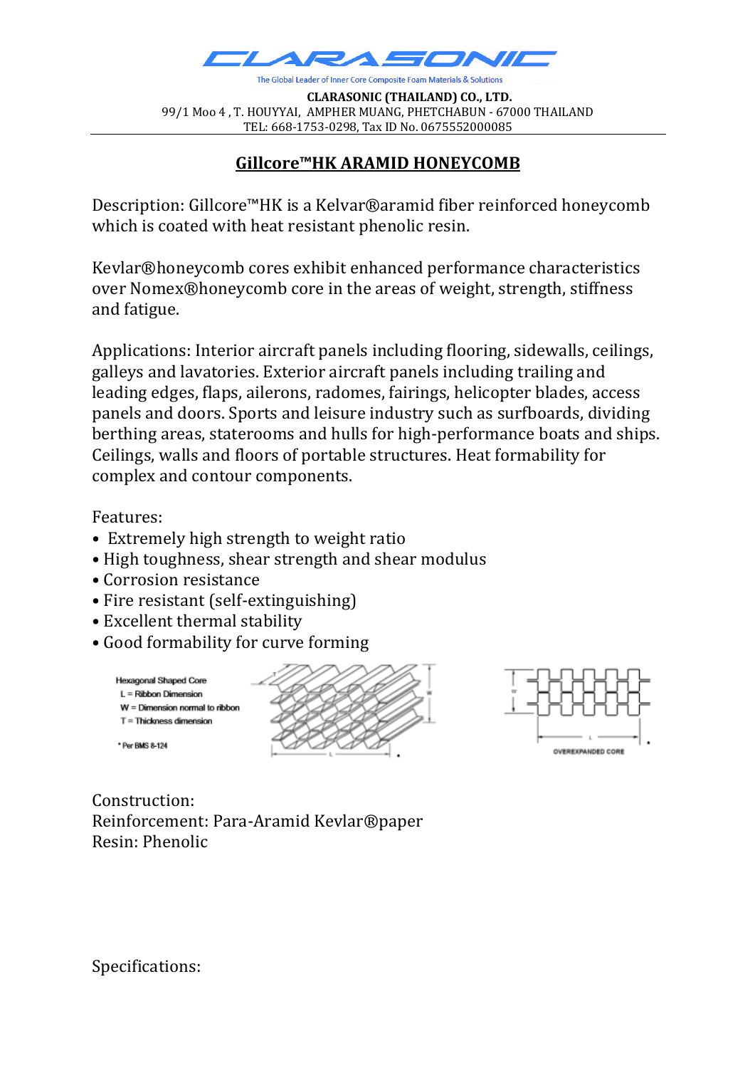CLARASONIC

The Global Leader of Inner Core Composite Foam Materials & Solutions

**CLARASONIC (THAILAND) CO., LTD.**
99/1 Moo 4 , T. HOUYYAI, AMPHER MUANG, PHETCHABUN - 67000 THAILAND
TEL: 668-1753-0298, Tax ID No. 0675552000085

## Gillcore™HK ARAMID HONEYCOMB

Description: Gillcore™HK is a Kelvar®aramid fiber reinforced honeycomb which is coated with heat resistant phenolic resin.

Kevlar®honeycomb cores exhibit enhanced performance characteristics over Nomex®honeycomb core in the areas of weight, strength, stiffness and fatigue.

Applications: Interior aircraft panels including flooring, sidewalls, ceilings, galleys and lavatories. Exterior aircraft panels including trailing and leading edges, flaps, ailerons, radomes, fairings, helicopter blades, access panels and doors. Sports and leisure industry such as surfboards, dividing berthing areas, staterooms and hulls for high-performance boats and ships. Ceilings, walls and floors of portable structures. Heat formability for complex and contour components.

Features:

- Extremely high strength to weight ratio
- High toughness, shear strength and shear modulus
- Corrosion resistance
- Fire resistant (self-extinguishing)
- Excellent thermal stability
- Good formability for curve forming

Hexagonal Shaped Core
L = Ribbon Dimension
W = Dimension normal to ribbon
T = Thickness dimension

\* Per BMS 8-124

OVEREXPANDED CORE

Construction:
Reinforcement: Para-Aramid Kevlar®paper
Resin: Phenolic

Specifications: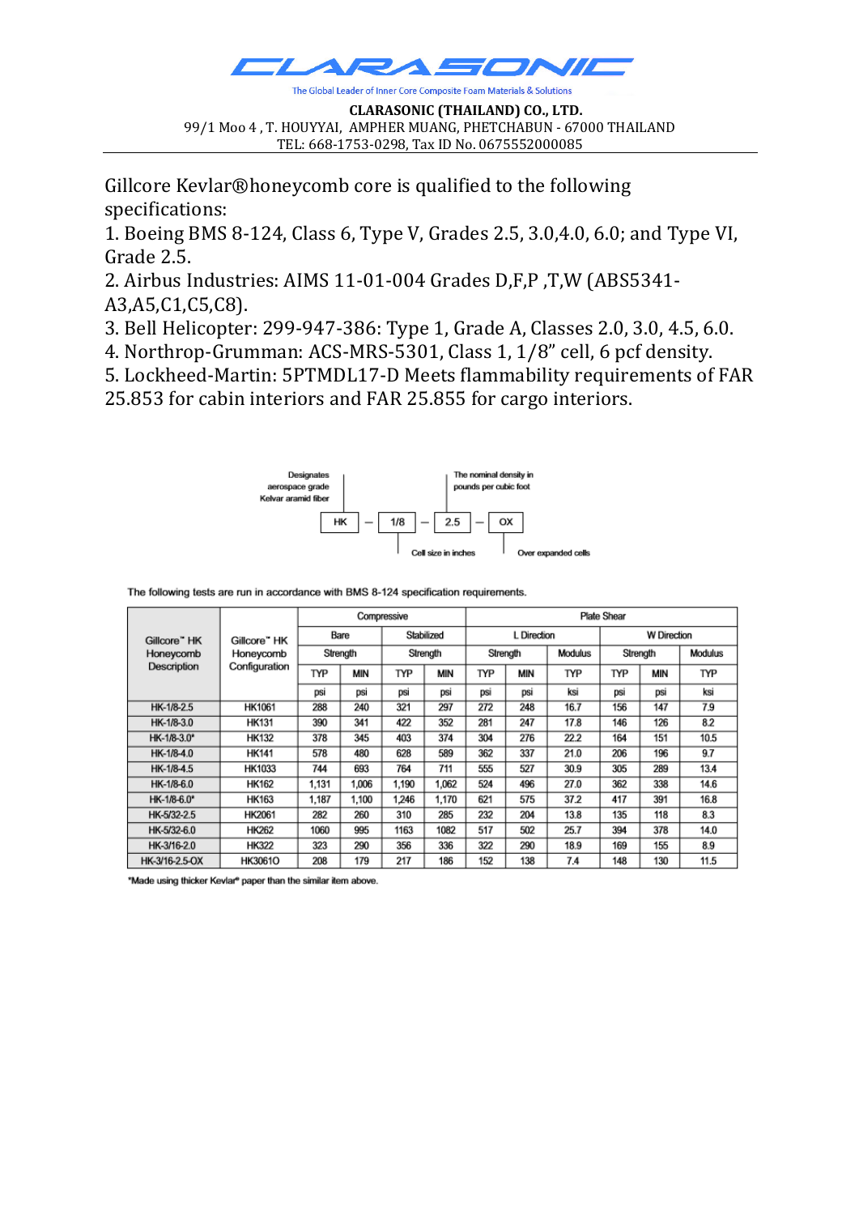The Global Leader of Inner Core Composite Foam Materials & Solutions

**CLARASONIC (THAILAND) CO., LTD.**
99/1 Moo 4 , T. HOUYYAI, AMPHER MUANG, PHETCHABUN - 67000 THAILAND
TEL: 668-1753-0298, Tax ID No. 0675552000085

Gillcore Kevlar®honeycomb core is qualified to the following specifications:

1. Boeing BMS 8-124, Class 6, Type V, Grades 2.5, 3.0,4.0, 6.0; and Type VI, Grade 2.5.
2. Airbus Industries: AIMS 11-01-004 Grades D,F,P ,T,W (ABS5341-A3,A5,C1,C5,C8).
3. Bell Helicopter: 299-947-386: Type 1, Grade A, Classes 2.0, 3.0, 4.5, 6.0.
4. Northrop-Grumman: ACS-MRS-5301, Class 1, 1/8" cell, 6 pcf density.
5. Lockheed-Martin: 5PTMDL17-D Meets flammability requirements of FAR 25.853 for cabin interiors and FAR 25.855 for cargo interiors.

Designates aerospace grade Kelvar aramid fiber

The nominal density in pounds per cubic foot

HK — 1/8 — 2.5 — OX

Cell size in inches

Over expanded cells

The following tests are run in accordance with BMS 8-124 specification requirements.

| Gillcore™ HK Honeycomb Description | Gillcore™ HK Honeycomb Configuration | Compressive | | | | Plate Shear | | | | | |
|---|---|---|---|---|---|---|---|---|---|---|---|
| | | Bare | | Stabilized | | L Direction | | | W Direction | | |
| | | Strength | | Strength | | Strength | | Modulus | Strength | | Modulus |
| | | TYP | MIN | TYP | MIN | TYP | MIN | TYP | TYP | MIN | TYP |
| | | psi | psi | psi | psi | psi | psi | ksi | psi | psi | ksi |
| HK-1/8-2.5 | HK1061 | 288 | 240 | 321 | 297 | 272 | 248 | 16.7 | 156 | 147 | 7.9 |
| HK-1/8-3.0 | HK131 | 390 | 341 | 422 | 352 | 281 | 247 | 17.8 | 146 | 126 | 8.2 |
| HK-1/8-3.0* | HK132 | 378 | 345 | 403 | 374 | 304 | 276 | 22.2 | 164 | 151 | 10.5 |
| HK-1/8-4.0 | HK141 | 578 | 480 | 628 | 589 | 362 | 337 | 21.0 | 206 | 196 | 9.7 |
| HK-1/8-4.5 | HK1033 | 744 | 693 | 764 | 711 | 555 | 527 | 30.9 | 305 | 289 | 13.4 |
| HK-1/8-6.0 | HK162 | 1,131 | 1,006 | 1,190 | 1,062 | 524 | 496 | 27.0 | 362 | 338 | 14.6 |
| HK-1/8-6.0* | HK163 | 1,187 | 1,100 | 1,246 | 1,170 | 621 | 575 | 37.2 | 417 | 391 | 16.8 |
| HK-5/32-2.5 | HK2061 | 282 | 260 | 310 | 285 | 232 | 204 | 13.8 | 135 | 118 | 8.3 |
| HK-5/32-6.0 | HK262 | 1060 | 995 | 1163 | 1082 | 517 | 502 | 25.7 | 394 | 378 | 14.0 |
| HK-3/16-2.0 | HK322 | 323 | 290 | 356 | 336 | 322 | 290 | 18.9 | 169 | 155 | 8.9 |
| HK-3/16-2.5-OX | HK3061O | 208 | 179 | 217 | 186 | 152 | 138 | 7.4 | 148 | 130 | 11.5 |

*Made using thicker Kevlar® paper than the similar item above.